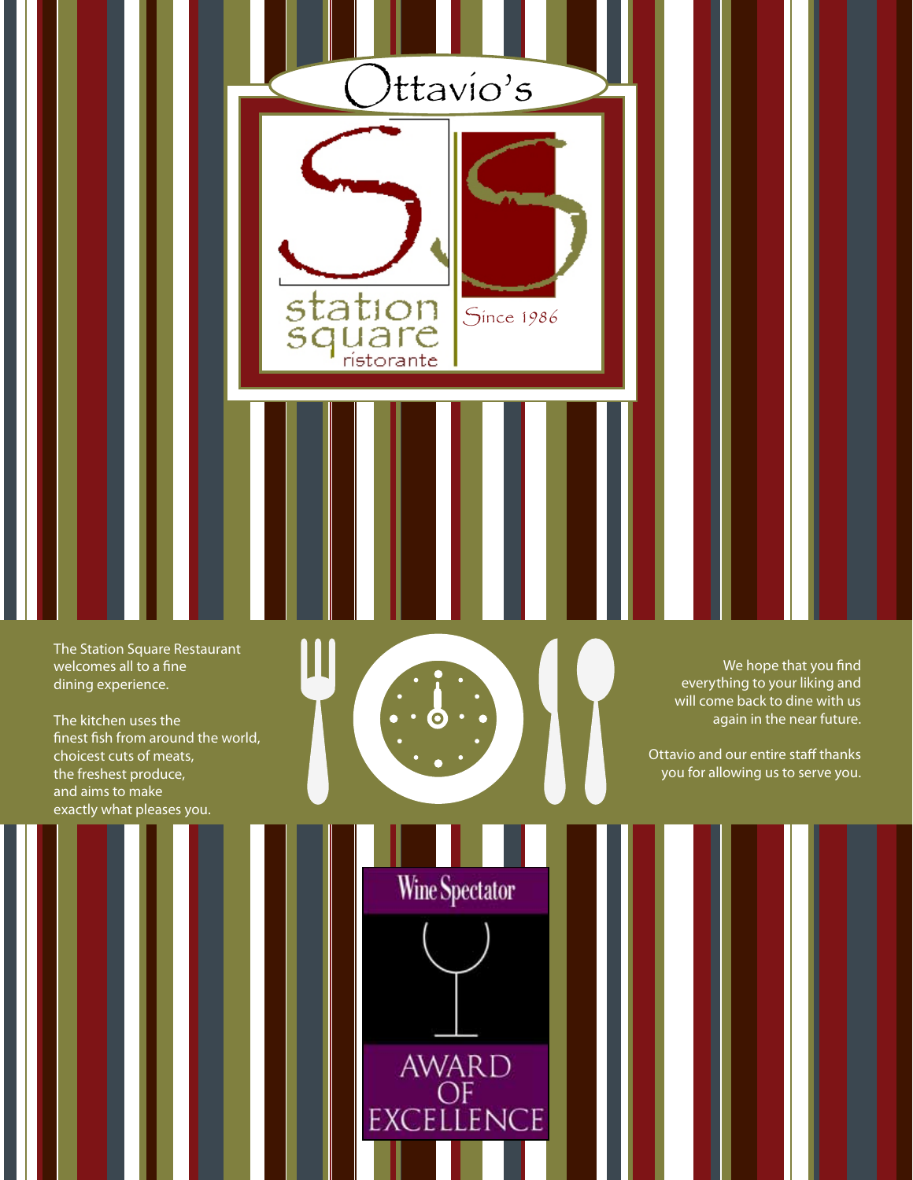# Ottavio's

## Station Square Ristorante

Since 1986

The Station Square Restaurant welcomes all to a fine dining experience.

The kitchen uses the finest fish from around the world, choicest cuts of meats, the freshest produce, and aims to make exactly what pleases you.

We hope that you find everything to your liking and will come back to dine with us again in the near future.

Ottavio and our entire staff thanks you for allowing us to serve you.

Wine Spectator

AWARD OF EXCELLENCE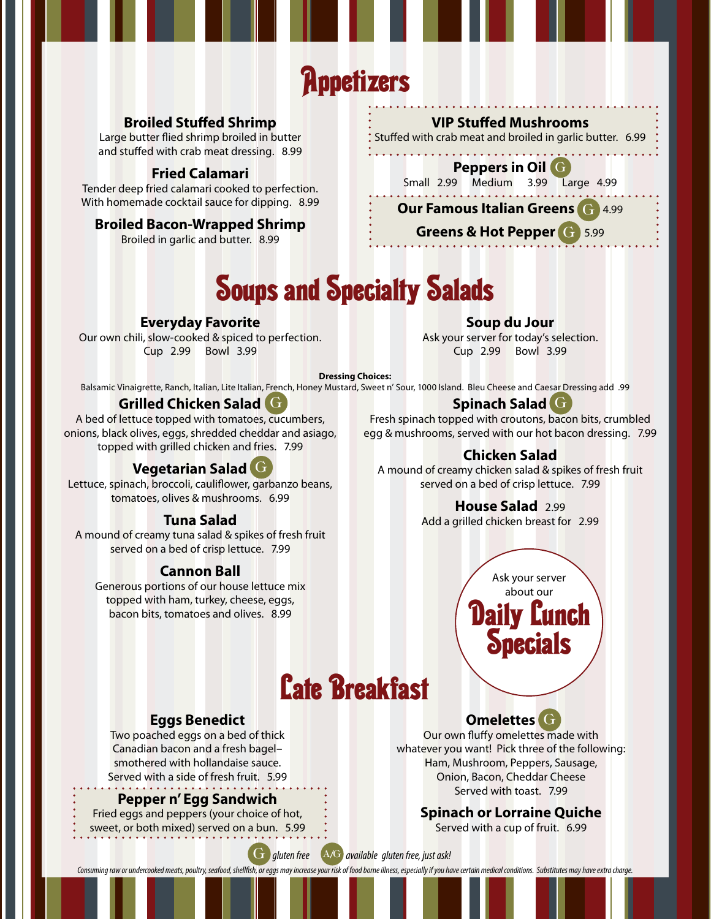# Appetizers

### Broiled Stuffed Shrimp
Large butter flied shrimp broiled in butter and stuffed with crab meat dressing. 8.99

### Fried Calamari
Tender deep fried calamari cooked to perfection. With homemade cocktail sauce for dipping. 8.99

### Broiled Bacon-Wrapped Shrimp
Broiled in garlic and butter. 8.99

### VIP Stuffed Mushrooms
Stuffed with crab meat and broiled in garlic butter. 6.99

### Peppers in Oil (G)
Small 2.99 Medium 3.99 Large 4.99

### Our Famous Italian Greens (G) 4.99

### Greens & Hot Pepper (G) 5.99

# Soups and Specialty Salads

### Everyday Favorite
Our own chili, slow-cooked & spiced to perfection.
Cup 2.99 Bowl 3.99

### Soup du Jour
Ask your server for today's selection.
Cup 2.99 Bowl 3.99

**Dressing Choices:**
Balsamic Vinaigrette, Ranch, Italian, Lite Italian, French, Honey Mustard, Sweet n' Sour, 1000 Island. Bleu Cheese and Caesar Dressing add .99

### Grilled Chicken Salad (G)
A bed of lettuce topped with tomatoes, cucumbers, onions, black olives, eggs, shredded cheddar and asiago, topped with grilled chicken and fries. 7.99

### Vegetarian Salad (G)
Lettuce, spinach, broccoli, cauliflower, garbanzo beans, tomatoes, olives & mushrooms. 6.99

### Tuna Salad
A mound of creamy tuna salad & spikes of fresh fruit served on a bed of crisp lettuce. 7.99

### Cannon Ball
Generous portions of our house lettuce mix topped with ham, turkey, cheese, eggs, bacon bits, tomatoes and olives. 8.99

### Spinach Salad (G)
Fresh spinach topped with croutons, bacon bits, crumbled egg & mushrooms, served with our hot bacon dressing. 7.99

### Chicken Salad
A mound of creamy chicken salad & spikes of fresh fruit served on a bed of crisp lettuce. 7.99

### House Salad 2.99
Add a grilled chicken breast for 2.99

Ask your server about our **Daily Lunch Specials**

# Late Breakfast

### Eggs Benedict
Two poached eggs on a bed of thick Canadian bacon and a fresh bagel–smothered with hollandaise sauce. Served with a side of fresh fruit. 5.99

### Pepper n' Egg Sandwich
Fried eggs and peppers (your choice of hot, sweet, or both mixed) served on a bun. 5.99

### Omelettes (G)
Our own fluffy omelettes made with whatever you want! Pick three of the following: Ham, Mushroom, Peppers, Sausage, Onion, Bacon, Cheddar Cheese
Served with toast. 7.99

### Spinach or Lorraine Quiche
Served with a cup of fruit. 6.99

(G) *gluten free* (A/G) *available gluten free, just ask!*

*Consuming raw or undercooked meats, poultry, seafood, shellfish, or eggs may increase your risk of food borne illness, especially if you have certain medical conditions. Substitutes may have extra charge.*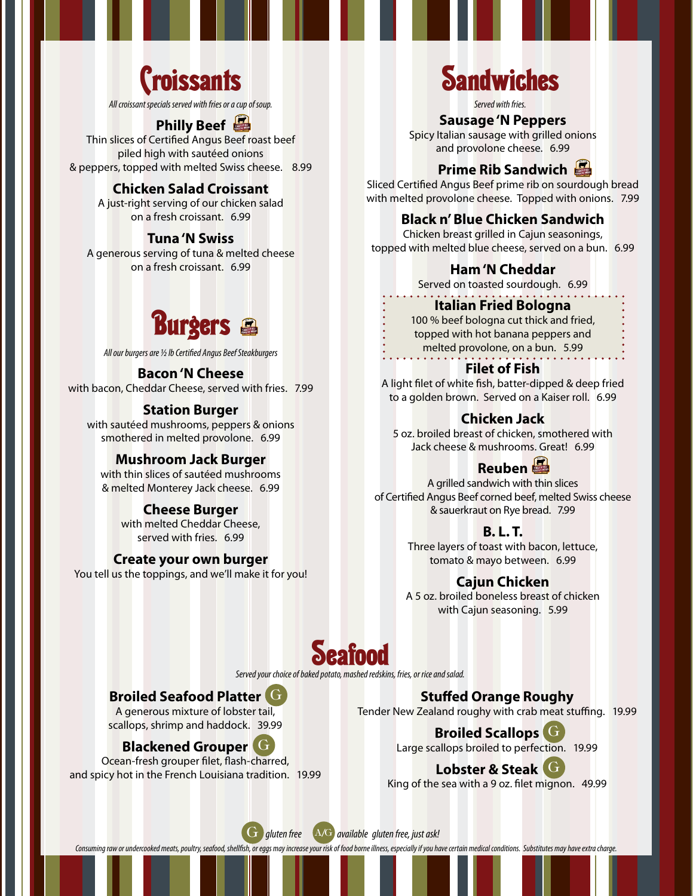# Croissants

*All croissant specials served with fries or a cup of soup.*

### Philly Beef

Thin slices of Certified Angus Beef roast beef piled high with sautéed onions & peppers, topped with melted Swiss cheese. 8.99

### Chicken Salad Croissant

A just-right serving of our chicken salad on a fresh croissant. 6.99

### Tuna 'N Swiss

A generous serving of tuna & melted cheese on a fresh croissant. 6.99

# Burgers

*All our burgers are ½ lb Certified Angus Beef Steakburgers*

### Bacon 'N Cheese

with bacon, Cheddar Cheese, served with fries. 7.99

### Station Burger

with sautéed mushrooms, peppers & onions smothered in melted provolone. 6.99

### Mushroom Jack Burger

with thin slices of sautéed mushrooms & melted Monterey Jack cheese. 6.99

### Cheese Burger

with melted Cheddar Cheese, served with fries. 6.99

### Create your own burger

You tell us the toppings, and we'll make it for you!

# Sandwiches

*Served with fries.*

### Sausage 'N Peppers

Spicy Italian sausage with grilled onions and provolone cheese. 6.99

### Prime Rib Sandwich

Sliced Certified Angus Beef prime rib on sourdough bread with melted provolone cheese. Topped with onions. 7.99

### Black n' Blue Chicken Sandwich

Chicken breast grilled in Cajun seasonings, topped with melted blue cheese, served on a bun. 6.99

### Ham 'N Cheddar

Served on toasted sourdough. 6.99

### Italian Fried Bologna

100 % beef bologna cut thick and fried, topped with hot banana peppers and melted provolone, on a bun. 5.99

### Filet of Fish

A light filet of white fish, batter-dipped & deep fried to a golden brown. Served on a Kaiser roll. 6.99

### Chicken Jack

5 oz. broiled breast of chicken, smothered with Jack cheese & mushrooms. Great! 6.99

### Reuben

A grilled sandwich with thin slices of Certified Angus Beef corned beef, melted Swiss cheese & sauerkraut on Rye bread. 7.99

### B. L. T.

Three layers of toast with bacon, lettuce, tomato & mayo between. 6.99

### Cajun Chicken

A 5 oz. broiled boneless breast of chicken with Cajun seasoning. 5.99

# Seafood

*Served your choice of baked potato, mashed redskins, fries, or rice and salad.*

### Broiled Seafood Platter (G)

A generous mixture of lobster tail, scallops, shrimp and haddock. 39.99

### Blackened Grouper (G)

Ocean-fresh grouper filet, flash-charred, and spicy hot in the French Louisiana tradition. 19.99

### Stuffed Orange Roughy

Tender New Zealand roughy with crab meat stuffing. 19.99

### Broiled Scallops (G)

Large scallops broiled to perfection. 19.99

### Lobster & Steak (G)

King of the sea with a 9 oz. filet mignon. 49.99

*(G) gluten free (A/G) available gluten free, just ask!*

*Consuming raw or undercooked meats, poultry, seafood, shellfish, or eggs may increase your risk of food borne illness, especially if you have certain medical conditions. Substitutes may have extra charge.*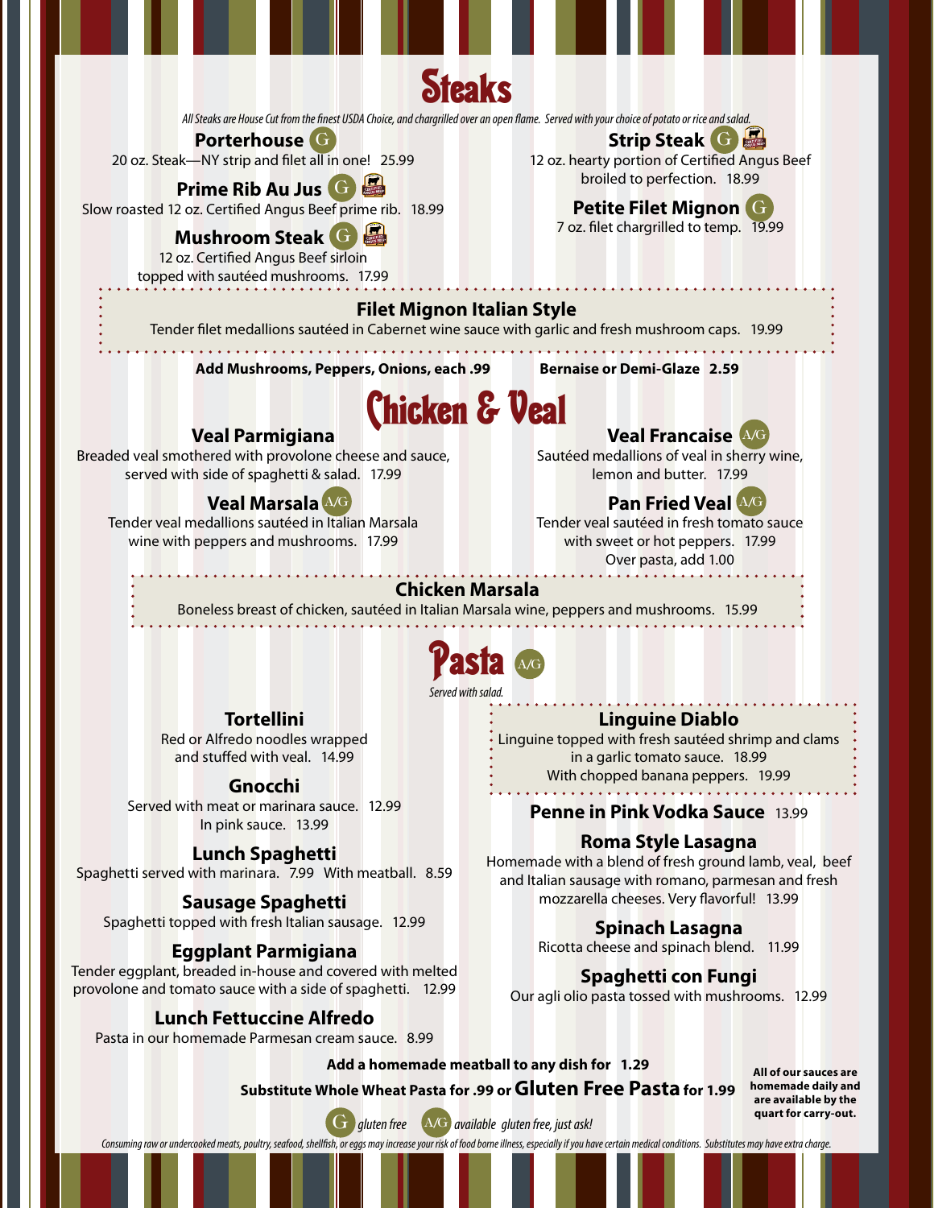# Steaks

*All Steaks are House Cut from the finest USDA Choice, and chargrilled over an open flame. Served with your choice of potato or rice and salad.*

**Porterhouse** G
20 oz. Steak—NY strip and filet all in one! 25.99

**Prime Rib Au Jus** G
Slow roasted 12 oz. Certified Angus Beef prime rib. 18.99

**Mushroom Steak** G
12 oz. Certified Angus Beef sirloin topped with sautéed mushrooms. 17.99

**Strip Steak** G
12 oz. hearty portion of Certified Angus Beef broiled to perfection. 18.99

**Petite Filet Mignon** G
7 oz. filet chargrilled to temp. 19.99

**Filet Mignon Italian Style**
Tender filet medallions sautéed in Cabernet wine sauce with garlic and fresh mushroom caps. 19.99

**Add Mushrooms, Peppers, Onions, each .99**

**Bernaise or Demi-Glaze 2.59**

# Chicken & Veal

**Veal Parmigiana**
Breaded veal smothered with provolone cheese and sauce, served with side of spaghetti & salad. 17.99

**Veal Marsala** A/G
Tender veal medallions sautéed in Italian Marsala wine with peppers and mushrooms. 17.99

**Veal Francaise** A/G
Sautéed medallions of veal in sherry wine, lemon and butter. 17.99

**Pan Fried Veal** A/G
Tender veal sautéed in fresh tomato sauce with sweet or hot peppers. 17.99
Over pasta, add 1.00

**Chicken Marsala**
Boneless breast of chicken, sautéed in Italian Marsala wine, peppers and mushrooms. 15.99

# Pasta A/G

*Served with salad.*

**Tortellini**
Red or Alfredo noodles wrapped and stuffed with veal. 14.99

**Gnocchi**
Served with meat or marinara sauce. 12.99
In pink sauce. 13.99

**Lunch Spaghetti**
Spaghetti served with marinara. 7.99 With meatball. 8.59

**Sausage Spaghetti**
Spaghetti topped with fresh Italian sausage. 12.99

**Eggplant Parmigiana**
Tender eggplant, breaded in-house and covered with melted provolone and tomato sauce with a side of spaghetti. 12.99

**Lunch Fettuccine Alfredo**
Pasta in our homemade Parmesan cream sauce. 8.99

**Linguine Diablo**
Linguine topped with fresh sautéed shrimp and clams in a garlic tomato sauce. 18.99
With chopped banana peppers. 19.99

**Penne in Pink Vodka Sauce** 13.99

**Roma Style Lasagna**
Homemade with a blend of fresh ground lamb, veal, beef and Italian sausage with romano, parmesan and fresh mozzarella cheeses. Very flavorful! 13.99

**Spinach Lasagna**
Ricotta cheese and spinach blend. 11.99

**Spaghetti con Fungi**
Our agli olio pasta tossed with mushrooms. 12.99

**Add a homemade meatball to any dish for 1.29**

**Substitute Whole Wheat Pasta for .99 or Gluten Free Pasta for 1.99**

**All of our sauces are homemade daily and are available by the quart for carry-out.**

G *gluten free* A/G *available gluten free, just ask!*

*Consuming raw or undercooked meats, poultry, seafood, shellfish, or eggs may increase your risk of food borne illness, especially if you have certain medical conditions. Substitutes may have extra charge.*